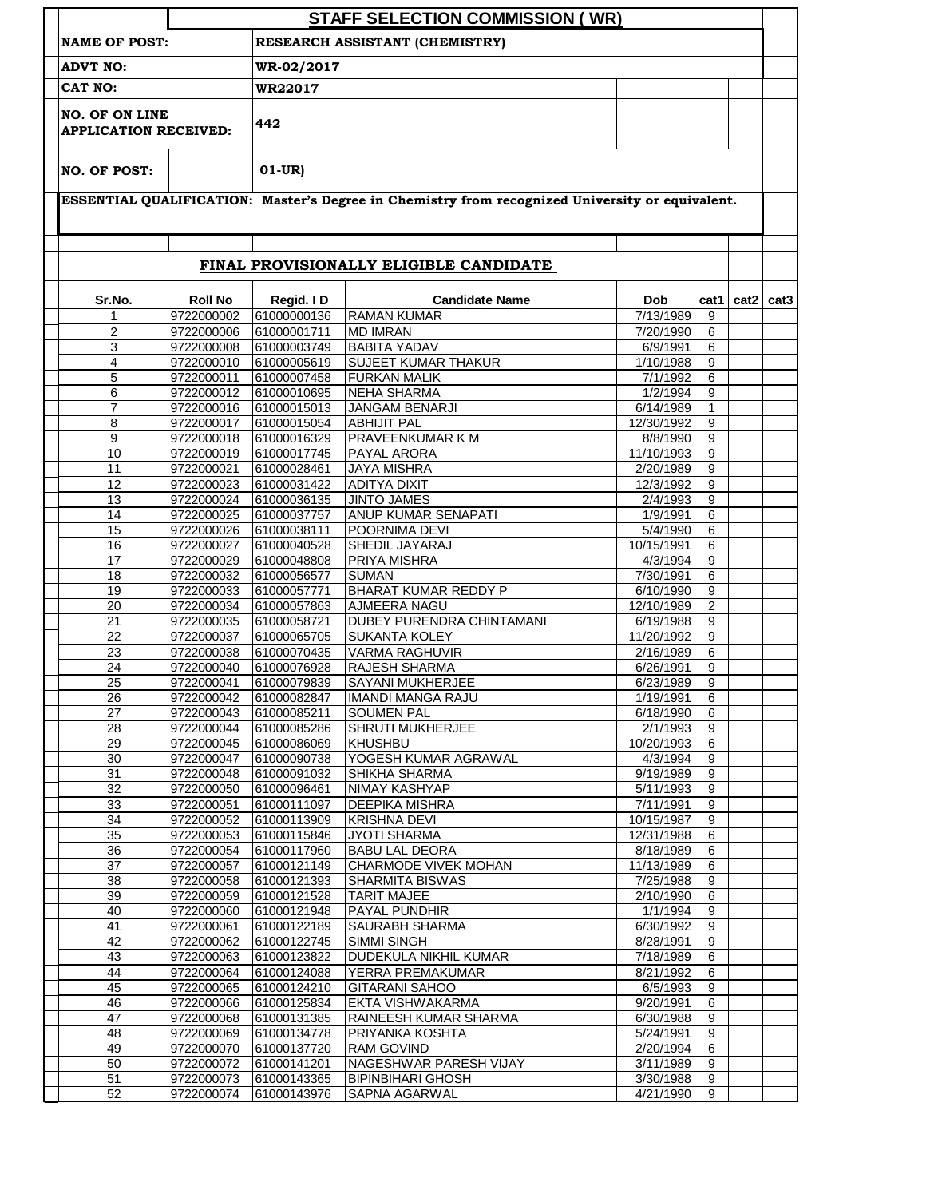# STAFF SELECTION COMMISSION ( WR)

| | |
|---|---|
| **NAME OF POST:** | **RESEARCH ASSISTANT (CHEMISTRY)** |
| **ADVT NO:** | **WR-02/2017** |
| **CAT NO:** | **WR22017** |
| **NO. OF ON LINE APPLICATION RECEIVED:** | **442** |
| **NO. OF POST:** | **01-UR)** |

**ESSENTIAL QUALIFICATION:** **Master's Degree in Chemistry from recognized University or equivalent.**

## FINAL PROVISIONALLY ELIGIBLE CANDIDATE

| Sr.No. | Roll No | Regid. I D | Candidate Name | Dob | cat1 | cat2 | cat3 |
|---|---|---|---|---|---|---|---|
| 1 | 9722000002 | 61000000136 | RAMAN KUMAR | 7/13/1989 | 9 | | |
| 2 | 9722000006 | 61000001711 | MD IMRAN | 7/20/1990 | 6 | | |
| 3 | 9722000008 | 61000003749 | BABITA YADAV | 6/9/1991 | 6 | | |
| 4 | 9722000010 | 61000005619 | SUJEET KUMAR THAKUR | 1/10/1988 | 9 | | |
| 5 | 9722000011 | 61000007458 | FURKAN MALIK | 7/1/1992 | 6 | | |
| 6 | 9722000012 | 61000010695 | NEHA SHARMA | 1/2/1994 | 9 | | |
| 7 | 9722000016 | 61000015013 | JANGAM BENARJI | 6/14/1989 | 1 | | |
| 8 | 9722000017 | 61000015054 | ABHIJIT PAL | 12/30/1992 | 9 | | |
| 9 | 9722000018 | 61000016329 | PRAVEENKUMAR K M | 8/8/1990 | 9 | | |
| 10 | 9722000019 | 61000017745 | PAYAL ARORA | 11/10/1993 | 9 | | |
| 11 | 9722000021 | 61000028461 | JAYA MISHRA | 2/20/1989 | 9 | | |
| 12 | 9722000023 | 61000031422 | ADITYA DIXIT | 12/3/1992 | 9 | | |
| 13 | 9722000024 | 61000036135 | JINTO JAMES | 2/4/1993 | 9 | | |
| 14 | 9722000025 | 61000037757 | ANUP KUMAR SENAPATI | 1/9/1991 | 6 | | |
| 15 | 9722000026 | 61000038111 | POORNIMA DEVI | 5/4/1990 | 6 | | |
| 16 | 9722000027 | 61000040528 | SHEDIL JAYARAJ | 10/15/1991 | 6 | | |
| 17 | 9722000029 | 61000048808 | PRIYA MISHRA | 4/3/1994 | 9 | | |
| 18 | 9722000032 | 61000056577 | SUMAN | 7/30/1991 | 6 | | |
| 19 | 9722000033 | 61000057771 | BHARAT KUMAR REDDY P | 6/10/1990 | 9 | | |
| 20 | 9722000034 | 61000057863 | AJMEERA NAGU | 12/10/1989 | 2 | | |
| 21 | 9722000035 | 61000058721 | DUBEY PURENDRA CHINTAMANI | 6/19/1988 | 9 | | |
| 22 | 9722000037 | 61000065705 | SUKANTA KOLEY | 11/20/1992 | 9 | | |
| 23 | 9722000038 | 61000070435 | VARMA RAGHUVIR | 2/16/1989 | 6 | | |
| 24 | 9722000040 | 61000076928 | RAJESH SHARMA | 6/26/1991 | 9 | | |
| 25 | 9722000041 | 61000079839 | SAYANI MUKHERJEE | 6/23/1989 | 9 | | |
| 26 | 9722000042 | 61000082847 | IMANDI MANGA RAJU | 1/19/1991 | 6 | | |
| 27 | 9722000043 | 61000085211 | SOUMEN PAL | 6/18/1990 | 6 | | |
| 28 | 9722000044 | 61000085286 | SHRUTI MUKHERJEE | 2/1/1993 | 9 | | |
| 29 | 9722000045 | 61000086069 | KHUSHBU | 10/20/1993 | 6 | | |
| 30 | 9722000047 | 61000090738 | YOGESH KUMAR AGRAWAL | 4/3/1994 | 9 | | |
| 31 | 9722000048 | 61000091032 | SHIKHA SHARMA | 9/19/1989 | 9 | | |
| 32 | 9722000050 | 61000096461 | NIMAY KASHYAP | 5/11/1993 | 9 | | |
| 33 | 9722000051 | 61000111097 | DEEPIKA MISHRA | 7/11/1991 | 9 | | |
| 34 | 9722000052 | 61000113909 | KRISHNA DEVI | 10/15/1987 | 9 | | |
| 35 | 9722000053 | 61000115846 | JYOTI SHARMA | 12/31/1988 | 6 | | |
| 36 | 9722000054 | 61000117960 | BABU LAL DEORA | 8/18/1989 | 6 | | |
| 37 | 9722000057 | 61000121149 | CHARMODE VIVEK MOHAN | 11/13/1989 | 6 | | |
| 38 | 9722000058 | 61000121393 | SHARMITA BISWAS | 7/25/1988 | 9 | | |
| 39 | 9722000059 | 61000121528 | TARIT MAJEE | 2/10/1990 | 6 | | |
| 40 | 9722000060 | 61000121948 | PAYAL PUNDHIR | 1/1/1994 | 9 | | |
| 41 | 9722000061 | 61000122189 | SAURABH SHARMA | 6/30/1992 | 9 | | |
| 42 | 9722000062 | 61000122745 | SIMMI SINGH | 8/28/1991 | 9 | | |
| 43 | 9722000063 | 61000123822 | DUDEKULA NIKHIL KUMAR | 7/18/1989 | 6 | | |
| 44 | 9722000064 | 61000124088 | YERRA PREMAKUMAR | 8/21/1992 | 6 | | |
| 45 | 9722000065 | 61000124210 | GITARANI SAHOO | 6/5/1993 | 9 | | |
| 46 | 9722000066 | 61000125834 | EKTA VISHWAKARMA | 9/20/1991 | 6 | | |
| 47 | 9722000068 | 61000131385 | RAINEESH KUMAR SHARMA | 6/30/1988 | 9 | | |
| 48 | 9722000069 | 61000134778 | PRIYANKA KOSHTA | 5/24/1991 | 9 | | |
| 49 | 9722000070 | 61000137720 | RAM GOVIND | 2/20/1994 | 6 | | |
| 50 | 9722000072 | 61000141201 | NAGESHWAR PARESH VIJAY | 3/11/1989 | 9 | | |
| 51 | 9722000073 | 61000143365 | BIPINBIHARI GHOSH | 3/30/1988 | 9 | | |
| 52 | 9722000074 | 61000143976 | SAPNA AGARWAL | 4/21/1990 | 9 | | |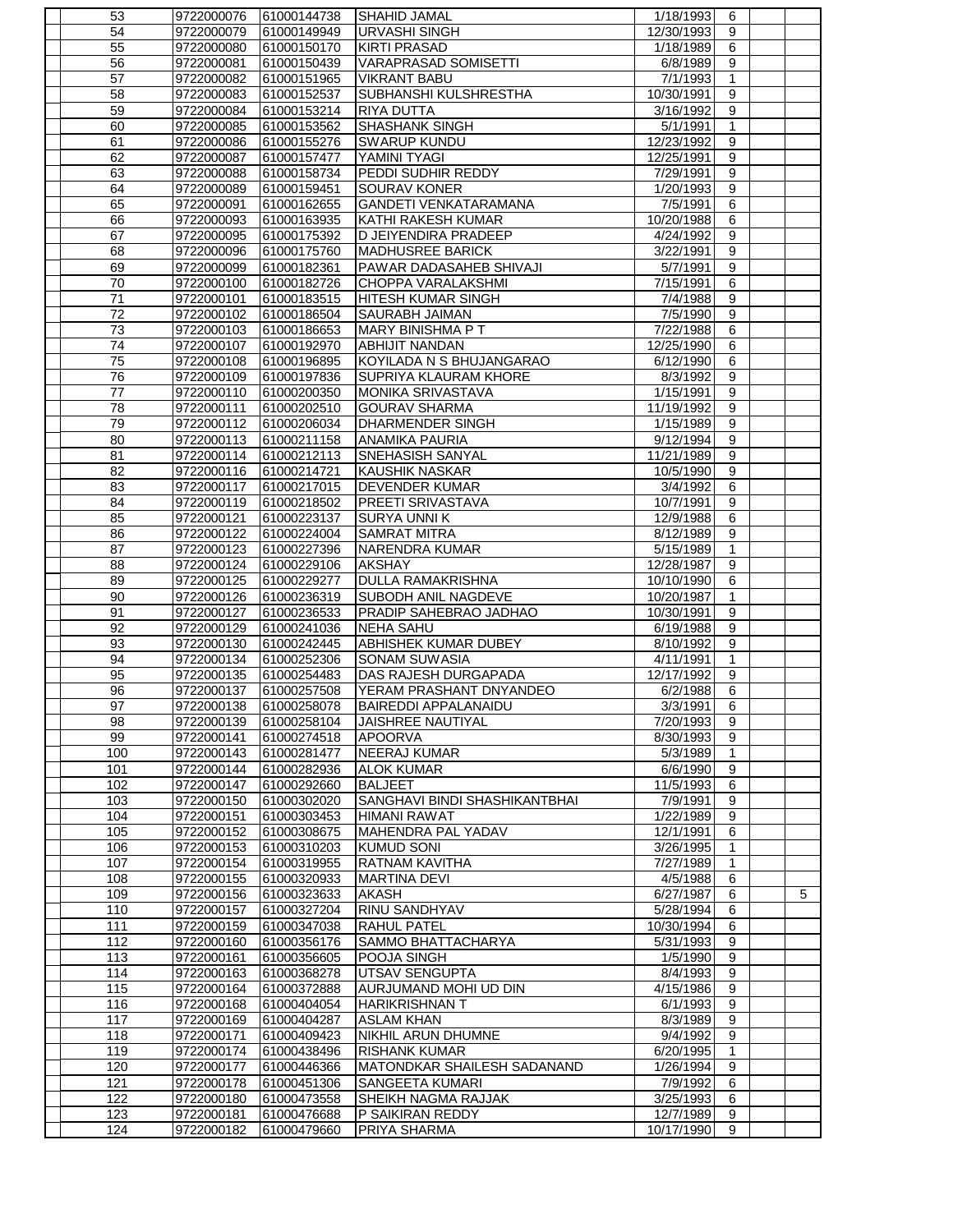| | | | | | | | | |
|---|---|---|---|---|---|---|---|---|
| | 53 | 9722000076 | 61000144738 | SHAHID JAMAL | 1/18/1993 | 6 | | |
| | 54 | 9722000079 | 61000149949 | URVASHI SINGH | 12/30/1993 | 9 | | |
| | 55 | 9722000080 | 61000150170 | KIRTI PRASAD | 1/18/1989 | 6 | | |
| | 56 | 9722000081 | 61000150439 | VARAPRASAD SOMISETTI | 6/8/1989 | 9 | | |
| | 57 | 9722000082 | 61000151965 | VIKRANT BABU | 7/1/1993 | 1 | | |
| | 58 | 9722000083 | 61000152537 | SUBHANSHI KULSHRESTHA | 10/30/1991 | 9 | | |
| | 59 | 9722000084 | 61000153214 | RIYA DUTTA | 3/16/1992 | 9 | | |
| | 60 | 9722000085 | 61000153562 | SHASHANK SINGH | 5/1/1991 | 1 | | |
| | 61 | 9722000086 | 61000155276 | SWARUP KUNDU | 12/23/1992 | 9 | | |
| | 62 | 9722000087 | 61000157477 | YAMINI TYAGI | 12/25/1991 | 9 | | |
| | 63 | 9722000088 | 61000158734 | PEDDI SUDHIR REDDY | 7/29/1991 | 9 | | |
| | 64 | 9722000089 | 61000159451 | SOURAV KONER | 1/20/1993 | 9 | | |
| | 65 | 9722000091 | 61000162655 | GANDETI VENKATARAMANA | 7/5/1991 | 6 | | |
| | 66 | 9722000093 | 61000163935 | KATHI RAKESH KUMAR | 10/20/1988 | 6 | | |
| | 67 | 9722000095 | 61000175392 | D JEIYENDIRA PRADEEP | 4/24/1992 | 9 | | |
| | 68 | 9722000096 | 61000175760 | MADHUSREE BARICK | 3/22/1991 | 9 | | |
| | 69 | 9722000099 | 61000182361 | PAWAR DADASAHEB SHIVAJI | 5/7/1991 | 9 | | |
| | 70 | 9722000100 | 61000182726 | CHOPPA VARALAKSHMI | 7/15/1991 | 6 | | |
| | 71 | 9722000101 | 61000183515 | HITESH KUMAR SINGH | 7/4/1988 | 9 | | |
| | 72 | 9722000102 | 61000186504 | SAURABH JAIMAN | 7/5/1990 | 9 | | |
| | 73 | 9722000103 | 61000186653 | MARY BINISHMA P T | 7/22/1988 | 6 | | |
| | 74 | 9722000107 | 61000192970 | ABHIJIT NANDAN | 12/25/1990 | 6 | | |
| | 75 | 9722000108 | 61000196895 | KOYILADA N S BHUJANGARAO | 6/12/1990 | 6 | | |
| | 76 | 9722000109 | 61000197836 | SUPRIYA KLAURAM KHORE | 8/3/1992 | 9 | | |
| | 77 | 9722000110 | 61000200350 | MONIKA SRIVASTAVA | 1/15/1991 | 9 | | |
| | 78 | 9722000111 | 61000202510 | GOURAV SHARMA | 11/19/1992 | 9 | | |
| | 79 | 9722000112 | 61000206034 | DHARMENDER SINGH | 1/15/1989 | 9 | | |
| | 80 | 9722000113 | 61000211158 | ANAMIKA PAURIA | 9/12/1994 | 9 | | |
| | 81 | 9722000114 | 61000212113 | SNEHASISH SANYAL | 11/21/1989 | 9 | | |
| | 82 | 9722000116 | 61000214721 | KAUSHIK NASKAR | 10/5/1990 | 9 | | |
| | 83 | 9722000117 | 61000217015 | DEVENDER KUMAR | 3/4/1992 | 6 | | |
| | 84 | 9722000119 | 61000218502 | PREETI SRIVASTAVA | 10/7/1991 | 9 | | |
| | 85 | 9722000121 | 61000223137 | SURYA UNNI K | 12/9/1988 | 6 | | |
| | 86 | 9722000122 | 61000224004 | SAMRAT MITRA | 8/12/1989 | 9 | | |
| | 87 | 9722000123 | 61000227396 | NARENDRA KUMAR | 5/15/1989 | 1 | | |
| | 88 | 9722000124 | 61000229106 | AKSHAY | 12/28/1987 | 9 | | |
| | 89 | 9722000125 | 61000229277 | DULLA RAMAKRISHNA | 10/10/1990 | 6 | | |
| | 90 | 9722000126 | 61000236319 | SUBODH ANIL NAGDEVE | 10/20/1987 | 1 | | |
| | 91 | 9722000127 | 61000236533 | PRADIP SAHEBRAO JADHAO | 10/30/1991 | 9 | | |
| | 92 | 9722000129 | 61000241036 | NEHA SAHU | 6/19/1988 | 9 | | |
| | 93 | 9722000130 | 61000242445 | ABHISHEK KUMAR DUBEY | 8/10/1992 | 9 | | |
| | 94 | 9722000134 | 61000252306 | SONAM SUWASIA | 4/11/1991 | 1 | | |
| | 95 | 9722000135 | 61000254483 | DAS RAJESH DURGAPADA | 12/17/1992 | 9 | | |
| | 96 | 9722000137 | 61000257508 | YERAM PRASHANT DNYANDEO | 6/2/1988 | 6 | | |
| | 97 | 9722000138 | 61000258078 | BAIREDDI APPALANAIDU | 3/3/1991 | 6 | | |
| | 98 | 9722000139 | 61000258104 | JAISHREE NAUTIYAL | 7/20/1993 | 9 | | |
| | 99 | 9722000141 | 61000274518 | APOORVA | 8/30/1993 | 9 | | |
| | 100 | 9722000143 | 61000281477 | NEERAJ KUMAR | 5/3/1989 | 1 | | |
| | 101 | 9722000144 | 61000282936 | ALOK KUMAR | 6/6/1990 | 9 | | |
| | 102 | 9722000147 | 61000292660 | BALJEET | 11/5/1993 | 6 | | |
| | 103 | 9722000150 | 61000302020 | SANGHAVI BINDI SHASHIKANTBHAI | 7/9/1991 | 9 | | |
| | 104 | 9722000151 | 61000303453 | HIMANI RAWAT | 1/22/1989 | 9 | | |
| | 105 | 9722000152 | 61000308675 | MAHENDRA PAL YADAV | 12/1/1991 | 6 | | |
| | 106 | 9722000153 | 61000310203 | KUMUD SONI | 3/26/1995 | 1 | | |
| | 107 | 9722000154 | 61000319955 | RATNAM KAVITHA | 7/27/1989 | 1 | | |
| | 108 | 9722000155 | 61000320933 | MARTINA DEVI | 4/5/1988 | 6 | | |
| | 109 | 9722000156 | 61000323633 | AKASH | 6/27/1987 | 6 | | 5 |
| | 110 | 9722000157 | 61000327204 | RINU SANDHYAV | 5/28/1994 | 6 | | |
| | 111 | 9722000159 | 61000347038 | RAHUL PATEL | 10/30/1994 | 6 | | |
| | 112 | 9722000160 | 61000356176 | SAMMO BHATTACHARYA | 5/31/1993 | 9 | | |
| | 113 | 9722000161 | 61000356605 | POOJA SINGH | 1/5/1990 | 9 | | |
| | 114 | 9722000163 | 61000368278 | UTSAV SENGUPTA | 8/4/1993 | 9 | | |
| | 115 | 9722000164 | 61000372888 | AURJUMAND MOHI UD DIN | 4/15/1986 | 9 | | |
| | 116 | 9722000168 | 61000404054 | HARIKRISHNAN T | 6/1/1993 | 9 | | |
| | 117 | 9722000169 | 61000404287 | ASLAM KHAN | 8/3/1989 | 9 | | |
| | 118 | 9722000171 | 61000409423 | NIKHIL ARUN DHUMNE | 9/4/1992 | 9 | | |
| | 119 | 9722000174 | 61000438496 | RISHANK KUMAR | 6/20/1995 | 1 | | |
| | 120 | 9722000177 | 61000446366 | MATONDKAR SHAILESH SADANAND | 1/26/1994 | 9 | | |
| | 121 | 9722000178 | 61000451306 | SANGEETA KUMARI | 7/9/1992 | 6 | | |
| | 122 | 9722000180 | 61000473558 | SHEIKH NAGMA RAJJAK | 3/25/1993 | 6 | | |
| | 123 | 9722000181 | 61000476688 | P SAIKIRAN REDDY | 12/7/1989 | 9 | | |
| | 124 | 9722000182 | 61000479660 | PRIYA SHARMA | 10/17/1990 | 9 | | |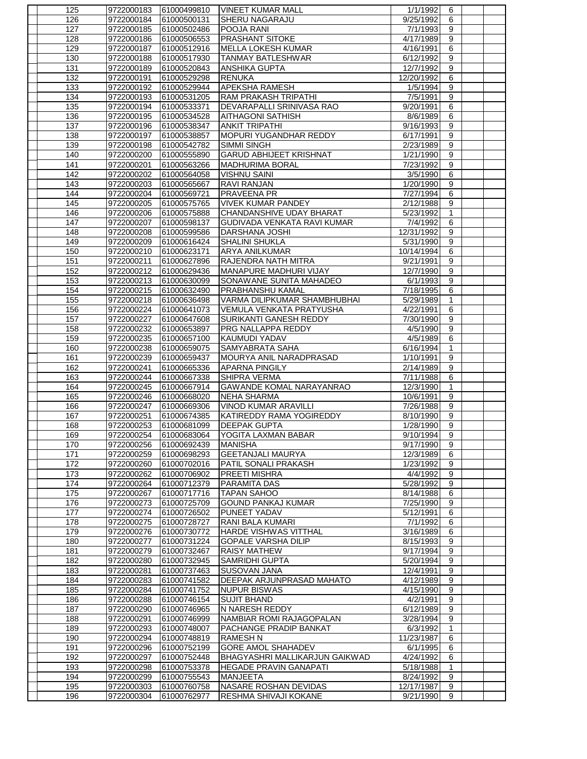| | | | | | | | |
|---|---|---|---|---|---|---|---|
| | 125 | 9722000183 | 61000499810 | VINEET KUMAR MALL | 1/1/1992 | 6 | |
| | 126 | 9722000184 | 61000500131 | SHERU NAGARAJU | 9/25/1992 | 6 | |
| | 127 | 9722000185 | 61000502486 | POOJA RANI | 7/1/1993 | 9 | |
| | 128 | 9722000186 | 61000506553 | PRASHANT SITOKE | 4/17/1989 | 9 | |
| | 129 | 9722000187 | 61000512916 | MELLA LOKESH KUMAR | 4/16/1991 | 6 | |
| | 130 | 9722000188 | 61000517930 | TANMAY BATLESHWAR | 6/12/1992 | 9 | |
| | 131 | 9722000189 | 61000520843 | ANSHIKA GUPTA | 12/7/1992 | 9 | |
| | 132 | 9722000191 | 61000529298 | RENUKA | 12/20/1992 | 6 | |
| | 133 | 9722000192 | 61000529944 | APEKSHA RAMESH | 1/5/1994 | 9 | |
| | 134 | 9722000193 | 61000531205 | RAM PRAKASH TRIPATHI | 7/5/1991 | 9 | |
| | 135 | 9722000194 | 61000533371 | DEVARAPALLI SRINIVASA RAO | 9/20/1991 | 6 | |
| | 136 | 9722000195 | 61000534528 | AITHAGONI SATHISH | 8/6/1989 | 6 | |
| | 137 | 9722000196 | 61000538347 | ANKIT TRIPATHI | 9/16/1993 | 9 | |
| | 138 | 9722000197 | 61000538857 | MOPURI YUGANDHAR REDDY | 6/17/1991 | 9 | |
| | 139 | 9722000198 | 61000542782 | SIMMI SINGH | 2/23/1989 | 9 | |
| | 140 | 9722000200 | 61000555890 | GARUD ABHIJEET KRISHNAT | 1/21/1990 | 9 | |
| | 141 | 9722000201 | 61000563266 | MADHURIMA BORAL | 7/23/1992 | 9 | |
| | 142 | 9722000202 | 61000564058 | VISHNU SAINI | 3/5/1990 | 6 | |
| | 143 | 9722000203 | 61000565667 | RAVI RANJAN | 1/20/1990 | 9 | |
| | 144 | 9722000204 | 61000569721 | PRAVEENA PR | 7/27/1994 | 6 | |
| | 145 | 9722000205 | 61000575765 | VIVEK KUMAR PANDEY | 2/12/1988 | 9 | |
| | 146 | 9722000206 | 61000575888 | CHANDANSHIVE UDAY BHARAT | 5/23/1992 | 1 | |
| | 147 | 9722000207 | 61000598137 | GUDIVADA VENKATA RAVI KUMAR | 7/4/1992 | 6 | |
| | 148 | 9722000208 | 61000599586 | DARSHANA JOSHI | 12/31/1992 | 9 | |
| | 149 | 9722000209 | 61000616424 | SHALINI SHUKLA | 5/31/1990 | 9 | |
| | 150 | 9722000210 | 61000623171 | ARYA ANILKUMAR | 10/14/1994 | 6 | |
| | 151 | 9722000211 | 61000627896 | RAJENDRA NATH MITRA | 9/21/1991 | 9 | |
| | 152 | 9722000212 | 61000629436 | MANAPURE MADHURI VIJAY | 12/7/1990 | 9 | |
| | 153 | 9722000213 | 61000630099 | SONAWANE SUNITA MAHADEO | 6/1/1993 | 9 | |
| | 154 | 9722000215 | 61000632490 | PRABHANSHU KAMAL | 7/18/1995 | 6 | |
| | 155 | 9722000218 | 61000636498 | VARMA DILIPKUMAR SHAMBHUBHAI | 5/29/1989 | 1 | |
| | 156 | 9722000224 | 61000641073 | VEMULA VENKATA PRATYUSHA | 4/22/1991 | 6 | |
| | 157 | 9722000227 | 61000647608 | SURIKANTI GANESH REDDY | 7/30/1990 | 9 | |
| | 158 | 9722000232 | 61000653897 | PRG NALLAPPA REDDY | 4/5/1990 | 9 | |
| | 159 | 9722000235 | 61000657100 | KAUMUDI YADAV | 4/5/1989 | 6 | |
| | 160 | 9722000238 | 61000659075 | SAMYABRATA SAHA | 6/16/1994 | 1 | |
| | 161 | 9722000239 | 61000659437 | MOURYA ANIL NARADPRASAD | 1/10/1991 | 9 | |
| | 162 | 9722000241 | 61000665336 | APARNA PINGILY | 2/14/1989 | 9 | |
| | 163 | 9722000244 | 61000667338 | SHIPRA VERMA | 7/11/1988 | 6 | |
| | 164 | 9722000245 | 61000667914 | GAWANDE KOMAL NARAYANRAO | 12/3/1990 | 1 | |
| | 165 | 9722000246 | 61000668020 | NEHA SHARMA | 10/6/1991 | 9 | |
| | 166 | 9722000247 | 61000669306 | VINOD KUMAR ARAVILLI | 7/26/1988 | 9 | |
| | 167 | 9722000251 | 61000674385 | KATIREDDY RAMA YOGIREDDY | 8/10/1990 | 9 | |
| | 168 | 9722000253 | 61000681099 | DEEPAK GUPTA | 1/28/1990 | 9 | |
| | 169 | 9722000254 | 61000683064 | YOGITA LAXMAN BABAR | 9/10/1994 | 9 | |
| | 170 | 9722000256 | 61000692439 | MANISHA | 9/17/1990 | 9 | |
| | 171 | 9722000259 | 61000698293 | GEETANJALI MAURYA | 12/3/1989 | 6 | |
| | 172 | 9722000260 | 61000702016 | PATIL SONALI PRAKASH | 1/23/1992 | 9 | |
| | 173 | 9722000262 | 61000706902 | PREETI MISHRA | 4/4/1992 | 9 | |
| | 174 | 9722000264 | 61000712379 | PARAMITA DAS | 5/28/1992 | 9 | |
| | 175 | 9722000267 | 61000717716 | TAPAN SAHOO | 8/14/1988 | 6 | |
| | 176 | 9722000273 | 61000725709 | GOUND PANKAJ KUMAR | 7/25/1990 | 9 | |
| | 177 | 9722000274 | 61000726502 | PUNEET YADAV | 5/12/1991 | 6 | |
| | 178 | 9722000275 | 61000728727 | RANI BALA KUMARI | 7/1/1992 | 6 | |
| | 179 | 9722000276 | 61000730772 | HARDE VISHWAS VITTHAL | 3/16/1989 | 6 | |
| | 180 | 9722000277 | 61000731224 | GOPALE VARSHA DILIP | 8/15/1993 | 9 | |
| | 181 | 9722000279 | 61000732467 | RAISY MATHEW | 9/17/1994 | 9 | |
| | 182 | 9722000280 | 61000732945 | SAMRIDHI GUPTA | 5/20/1994 | 9 | |
| | 183 | 9722000281 | 61000737463 | SUSOVAN JANA | 12/4/1991 | 9 | |
| | 184 | 9722000283 | 61000741582 | DEEPAK ARJUNPRASAD MAHATO | 4/12/1989 | 9 | |
| | 185 | 9722000284 | 61000741752 | NUPUR BISWAS | 4/15/1990 | 9 | |
| | 186 | 9722000288 | 61000746154 | SUJIT BHAND | 4/2/1991 | 9 | |
| | 187 | 9722000290 | 61000746965 | N NARESH REDDY | 6/12/1989 | 9 | |
| | 188 | 9722000291 | 61000746999 | NAMBIAR ROMI RAJAGOPALAN | 3/28/1994 | 9 | |
| | 189 | 9722000293 | 61000748007 | PACHANGE PRADIP BANKAT | 6/3/1992 | 1 | |
| | 190 | 9722000294 | 61000748819 | RAMESH N | 11/23/1987 | 6 | |
| | 191 | 9722000296 | 61000752199 | GORE AMOL SHAHADEV | 6/1/1995 | 6 | |
| | 192 | 9722000297 | 61000752448 | BHAGYASHRI MALLIKARJUN GAIKWAD | 4/24/1992 | 6 | |
| | 193 | 9722000298 | 61000753378 | HEGADE PRAVIN GANAPATI | 5/18/1988 | 1 | |
| | 194 | 9722000299 | 61000755543 | MANJEETA | 8/24/1992 | 9 | |
| | 195 | 9722000303 | 61000760758 | NASARE ROSHAN DEVIDAS | 12/17/1987 | 9 | |
| | 196 | 9722000304 | 61000762977 | RESHMA SHIVAJI KOKANE | 9/21/1990 | 9 | |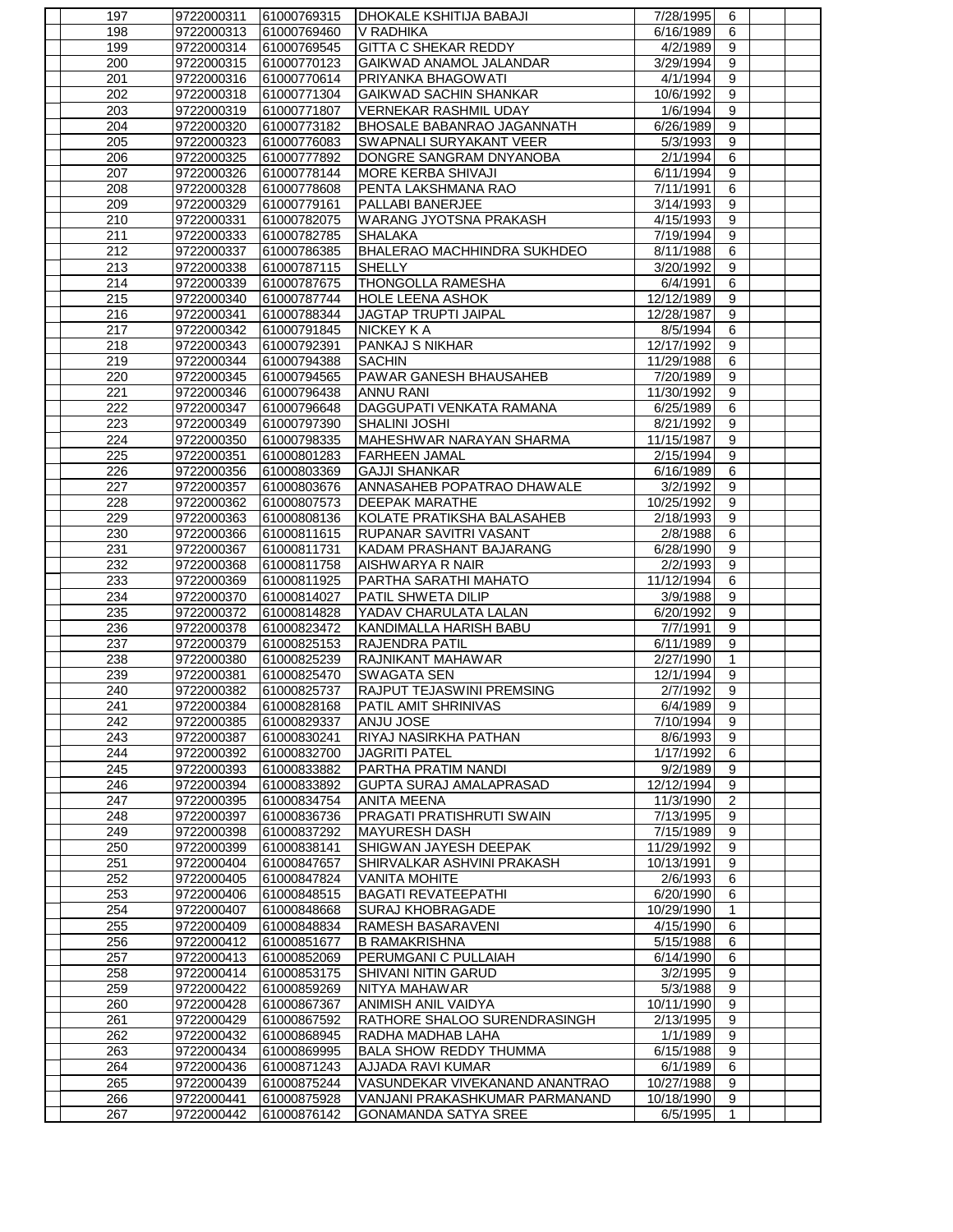| | | | | | | | | |
|---|---|---|---|---|---|---|---|---|
| | 197 | 9722000311 | 61000769315 | DHOKALE KSHITIJA BABAJI | 7/28/1995 | 6 | | |
| | 198 | 9722000313 | 61000769460 | V RADHIKA | 6/16/1989 | 6 | | |
| | 199 | 9722000314 | 61000769545 | GITTA C SHEKAR REDDY | 4/2/1989 | 9 | | |
| | 200 | 9722000315 | 61000770123 | GAIKWAD ANAMOL JALANDAR | 3/29/1994 | 9 | | |
| | 201 | 9722000316 | 61000770614 | PRIYANKA BHAGOWATI | 4/1/1994 | 9 | | |
| | 202 | 9722000318 | 61000771304 | GAIKWAD SACHIN SHANKAR | 10/6/1992 | 9 | | |
| | 203 | 9722000319 | 61000771807 | VERNEKAR RASHMIL UDAY | 1/6/1994 | 9 | | |
| | 204 | 9722000320 | 61000773182 | BHOSALE BABANRAO JAGANNATH | 6/26/1989 | 9 | | |
| | 205 | 9722000323 | 61000776083 | SWAPNALI SURYAKANT VEER | 5/3/1993 | 9 | | |
| | 206 | 9722000325 | 61000777892 | DONGRE SANGRAM DNYANOBA | 2/1/1994 | 6 | | |
| | 207 | 9722000326 | 61000778144 | MORE KERBA SHIVAJI | 6/11/1994 | 9 | | |
| | 208 | 9722000328 | 61000778608 | PENTA LAKSHMANA RAO | 7/11/1991 | 6 | | |
| | 209 | 9722000329 | 61000779161 | PALLABI BANERJEE | 3/14/1993 | 9 | | |
| | 210 | 9722000331 | 61000782075 | WARANG JYOTSNA PRAKASH | 4/15/1993 | 9 | | |
| | 211 | 9722000333 | 61000782785 | SHALAKA | 7/19/1994 | 9 | | |
| | 212 | 9722000337 | 61000786385 | BHALERAO MACHHINDRA SUKHDEO | 8/11/1988 | 6 | | |
| | 213 | 9722000338 | 61000787115 | SHELLY | 3/20/1992 | 9 | | |
| | 214 | 9722000339 | 61000787675 | THONGOLLA RAMESHA | 6/4/1991 | 6 | | |
| | 215 | 9722000340 | 61000787744 | HOLE LEENA ASHOK | 12/12/1989 | 9 | | |
| | 216 | 9722000341 | 61000788344 | JAGTAP TRUPTI JAIPAL | 12/28/1987 | 9 | | |
| | 217 | 9722000342 | 61000791845 | NICKEY K A | 8/5/1994 | 6 | | |
| | 218 | 9722000343 | 61000792391 | PANKAJ S NIKHAR | 12/17/1992 | 9 | | |
| | 219 | 9722000344 | 61000794388 | SACHIN | 11/29/1988 | 6 | | |
| | 220 | 9722000345 | 61000794565 | PAWAR GANESH BHAUSAHEB | 7/20/1989 | 9 | | |
| | 221 | 9722000346 | 61000796438 | ANNU RANI | 11/30/1992 | 9 | | |
| | 222 | 9722000347 | 61000796648 | DAGGUPATI VENKATA RAMANA | 6/25/1989 | 6 | | |
| | 223 | 9722000349 | 61000797390 | SHALINI JOSHI | 8/21/1992 | 9 | | |
| | 224 | 9722000350 | 61000798335 | MAHESHWAR NARAYAN SHARMA | 11/15/1987 | 9 | | |
| | 225 | 9722000351 | 61000801283 | FARHEEN JAMAL | 2/15/1994 | 9 | | |
| | 226 | 9722000356 | 61000803369 | GAJJI SHANKAR | 6/16/1989 | 6 | | |
| | 227 | 9722000357 | 61000803676 | ANNASAHEB POPATRAO DHAWALE | 3/2/1992 | 9 | | |
| | 228 | 9722000362 | 61000807573 | DEEPAK MARATHE | 10/25/1992 | 9 | | |
| | 229 | 9722000363 | 61000808136 | KOLATE PRATIKSHA BALASAHEB | 2/18/1993 | 9 | | |
| | 230 | 9722000366 | 61000811615 | RUPANAR SAVITRI VASANT | 2/8/1988 | 6 | | |
| | 231 | 9722000367 | 61000811731 | KADAM PRASHANT BAJARANG | 6/28/1990 | 9 | | |
| | 232 | 9722000368 | 61000811758 | AISHWARYA R NAIR | 2/2/1993 | 9 | | |
| | 233 | 9722000369 | 61000811925 | PARTHA SARATHI MAHATO | 11/12/1994 | 6 | | |
| | 234 | 9722000370 | 61000814027 | PATIL SHWETA DILIP | 3/9/1988 | 9 | | |
| | 235 | 9722000372 | 61000814828 | YADAV CHARULATA LALAN | 6/20/1992 | 9 | | |
| | 236 | 9722000378 | 61000823472 | KANDIMALLA HARISH BABU | 7/7/1991 | 9 | | |
| | 237 | 9722000379 | 61000825153 | RAJENDRA PATIL | 6/11/1989 | 9 | | |
| | 238 | 9722000380 | 61000825239 | RAJNIKANT MAHAWAR | 2/27/1990 | 1 | | |
| | 239 | 9722000381 | 61000825470 | SWAGATA SEN | 12/1/1994 | 9 | | |
| | 240 | 9722000382 | 61000825737 | RAJPUT TEJASWINI PREMSING | 2/7/1992 | 9 | | |
| | 241 | 9722000384 | 61000828168 | PATIL AMIT SHRINIVAS | 6/4/1989 | 9 | | |
| | 242 | 9722000385 | 61000829337 | ANJU JOSE | 7/10/1994 | 9 | | |
| | 243 | 9722000387 | 61000830241 | RIYAJ NASIRKHA PATHAN | 8/6/1993 | 9 | | |
| | 244 | 9722000392 | 61000832700 | JAGRITI PATEL | 1/17/1992 | 6 | | |
| | 245 | 9722000393 | 61000833882 | PARTHA PRATIM NANDI | 9/2/1989 | 9 | | |
| | 246 | 9722000394 | 61000833892 | GUPTA SURAJ AMALAPRASAD | 12/12/1994 | 9 | | |
| | 247 | 9722000395 | 61000834754 | ANITA MEENA | 11/3/1990 | 2 | | |
| | 248 | 9722000397 | 61000836736 | PRAGATI PRATISHRUTI SWAIN | 7/13/1995 | 9 | | |
| | 249 | 9722000398 | 61000837292 | MAYURESH DASH | 7/15/1989 | 9 | | |
| | 250 | 9722000399 | 61000838141 | SHIGWAN JAYESH DEEPAK | 11/29/1992 | 9 | | |
| | 251 | 9722000404 | 61000847657 | SHIRVALKAR ASHVINI PRAKASH | 10/13/1991 | 9 | | |
| | 252 | 9722000405 | 61000847824 | VANITA MOHITE | 2/6/1993 | 6 | | |
| | 253 | 9722000406 | 61000848515 | BAGATI REVATEEPATHI | 6/20/1990 | 6 | | |
| | 254 | 9722000407 | 61000848668 | SURAJ KHOBRAGADE | 10/29/1990 | 1 | | |
| | 255 | 9722000409 | 61000848834 | RAMESH BASARAVENI | 4/15/1990 | 6 | | |
| | 256 | 9722000412 | 61000851677 | B RAMAKRISHNA | 5/15/1988 | 6 | | |
| | 257 | 9722000413 | 61000852069 | PERUMGANI C PULLAIAH | 6/14/1990 | 6 | | |
| | 258 | 9722000414 | 61000853175 | SHIVANI NITIN GARUD | 3/2/1995 | 9 | | |
| | 259 | 9722000422 | 61000859269 | NITYA MAHAWAR | 5/3/1988 | 9 | | |
| | 260 | 9722000428 | 61000867367 | ANIMISH ANIL VAIDYA | 10/11/1990 | 9 | | |
| | 261 | 9722000429 | 61000867592 | RATHORE SHALOO SURENDRASINGH | 2/13/1995 | 9 | | |
| | 262 | 9722000432 | 61000868945 | RADHA MADHAB LAHA | 1/1/1989 | 9 | | |
| | 263 | 9722000434 | 61000869995 | BALA SHOW REDDY THUMMA | 6/15/1988 | 9 | | |
| | 264 | 9722000436 | 61000871243 | AJJADA RAVI KUMAR | 6/1/1989 | 6 | | |
| | 265 | 9722000439 | 61000875244 | VASUNDEKAR VIVEKANAND ANANTRAO | 10/27/1988 | 9 | | |
| | 266 | 9722000441 | 61000875928 | VANJANI PRAKASHKUMAR PARMANAND | 10/18/1990 | 9 | | |
| | 267 | 9722000442 | 61000876142 | GONAMANDA SATYA SREE | 6/5/1995 | 1 | | |